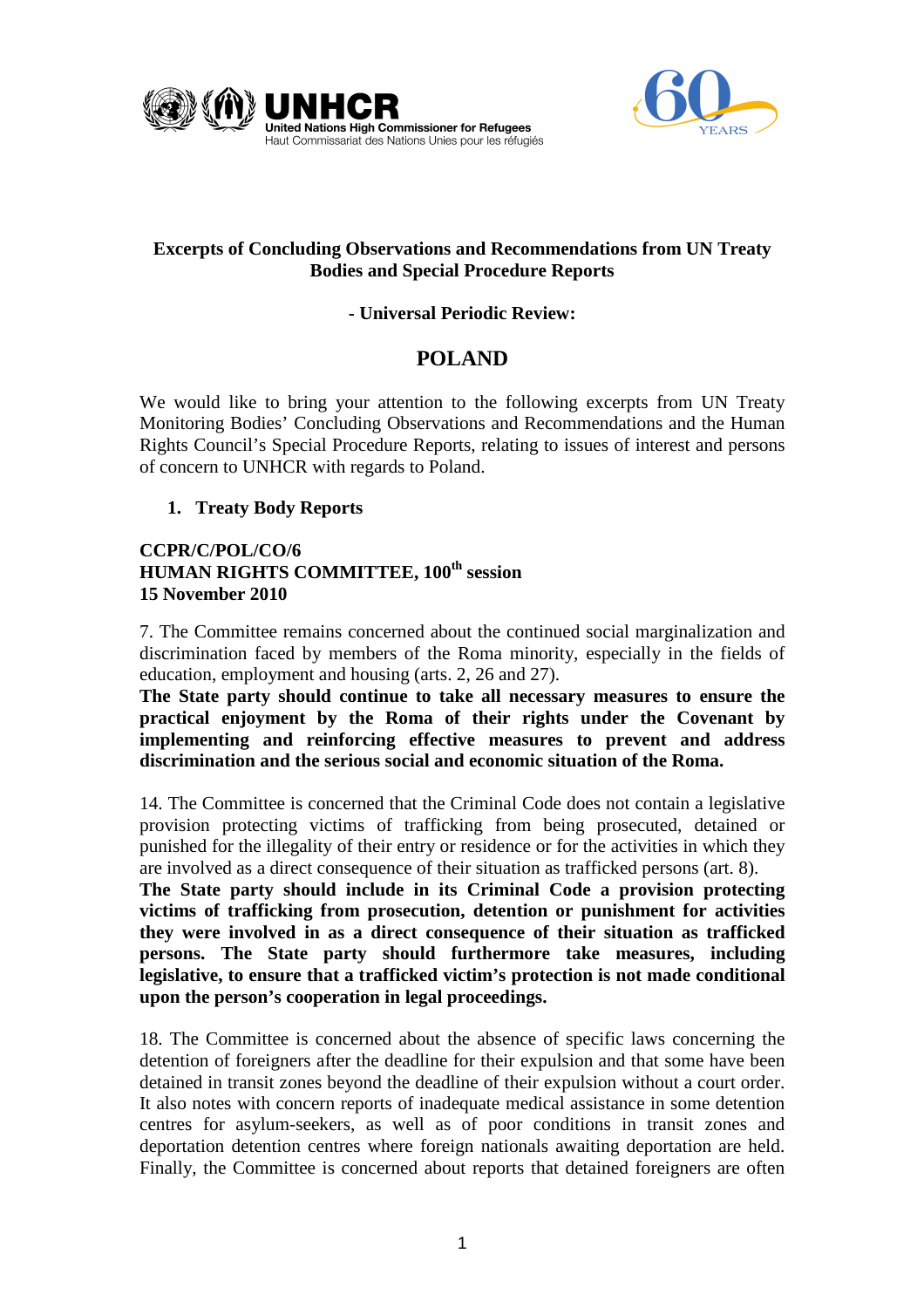UNHCR
United Nations High Commissioner for Refugees
Haut Commissariat des Nations Unies pour les réfugiés

60 YEARS

**Excerpts of Concluding Observations and Recommendations from UN Treaty Bodies and Special Procedure Reports**

**- Universal Periodic Review:**

# POLAND

We would like to bring your attention to the following excerpts from UN Treaty Monitoring Bodies' Concluding Observations and Recommendations and the Human Rights Council's Special Procedure Reports, relating to issues of interest and persons of concern to UNHCR with regards to Poland.

## 1. Treaty Body Reports

**CCPR/C/POL/CO/6**
**HUMAN RIGHTS COMMITTEE, 100th session**
**15 November 2010**

7. The Committee remains concerned about the continued social marginalization and discrimination faced by members of the Roma minority, especially in the fields of education, employment and housing (arts. 2, 26 and 27).
**The State party should continue to take all necessary measures to ensure the practical enjoyment by the Roma of their rights under the Covenant by implementing and reinforcing effective measures to prevent and address discrimination and the serious social and economic situation of the Roma.**

14. The Committee is concerned that the Criminal Code does not contain a legislative provision protecting victims of trafficking from being prosecuted, detained or punished for the illegality of their entry or residence or for the activities in which they are involved as a direct consequence of their situation as trafficked persons (art. 8).
**The State party should include in its Criminal Code a provision protecting victims of trafficking from prosecution, detention or punishment for activities they were involved in as a direct consequence of their situation as trafficked persons. The State party should furthermore take measures, including legislative, to ensure that a trafficked victim's protection is not made conditional upon the person's cooperation in legal proceedings.**

18. The Committee is concerned about the absence of specific laws concerning the detention of foreigners after the deadline for their expulsion and that some have been detained in transit zones beyond the deadline of their expulsion without a court order. It also notes with concern reports of inadequate medical assistance in some detention centres for asylum-seekers, as well as of poor conditions in transit zones and deportation detention centres where foreign nationals awaiting deportation are held. Finally, the Committee is concerned about reports that detained foreigners are often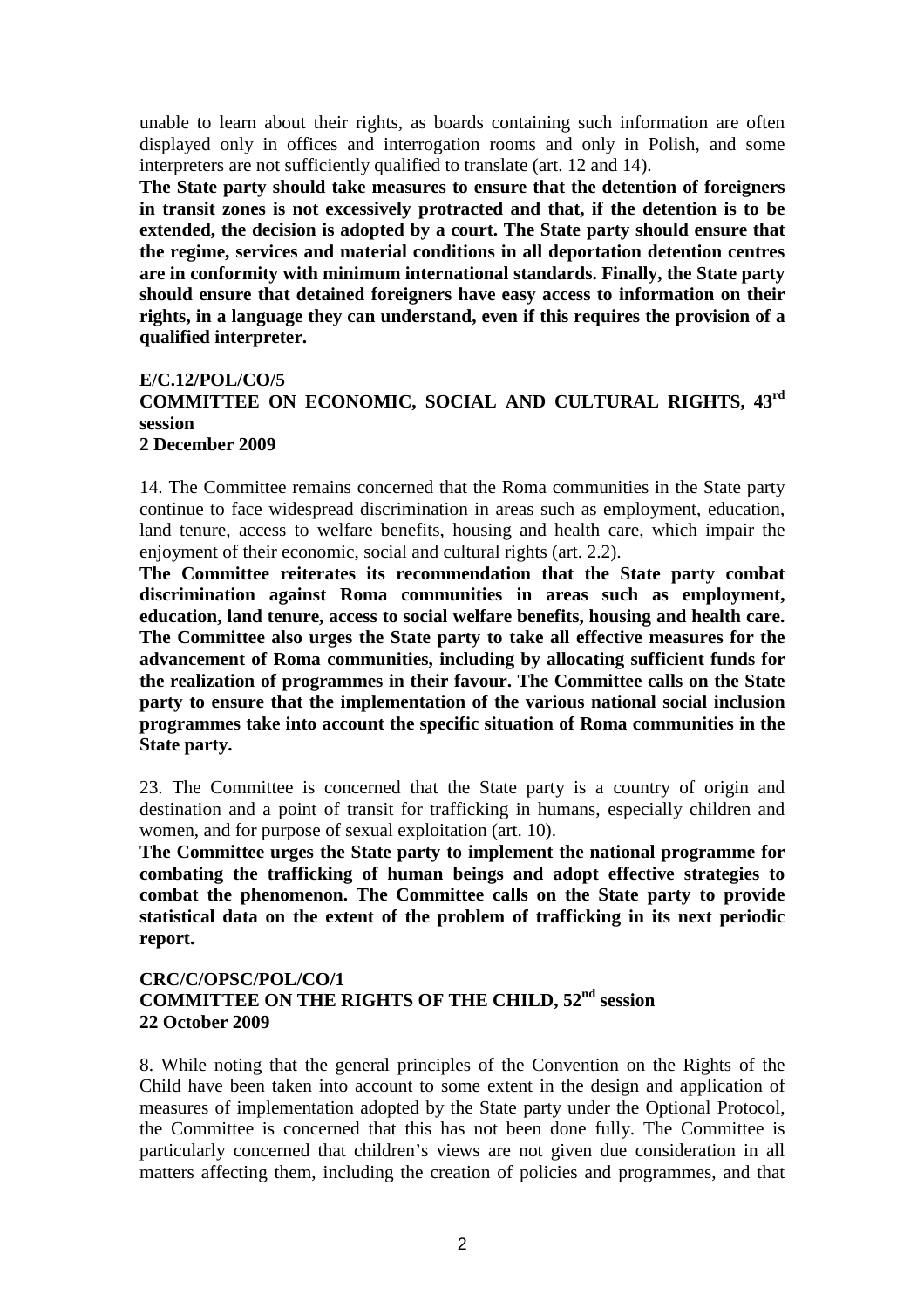unable to learn about their rights, as boards containing such information are often displayed only in offices and interrogation rooms and only in Polish, and some interpreters are not sufficiently qualified to translate (art. 12 and 14).

**The State party should take measures to ensure that the detention of foreigners in transit zones is not excessively protracted and that, if the detention is to be extended, the decision is adopted by a court. The State party should ensure that the regime, services and material conditions in all deportation detention centres are in conformity with minimum international standards. Finally, the State party should ensure that detained foreigners have easy access to information on their rights, in a language they can understand, even if this requires the provision of a qualified interpreter.**

**E/C.12/POL/CO/5**
**COMMITTEE ON ECONOMIC, SOCIAL AND CULTURAL RIGHTS, 43rd session**
**2 December 2009**

14. The Committee remains concerned that the Roma communities in the State party continue to face widespread discrimination in areas such as employment, education, land tenure, access to welfare benefits, housing and health care, which impair the enjoyment of their economic, social and cultural rights (art. 2.2).

**The Committee reiterates its recommendation that the State party combat discrimination against Roma communities in areas such as employment, education, land tenure, access to social welfare benefits, housing and health care. The Committee also urges the State party to take all effective measures for the advancement of Roma communities, including by allocating sufficient funds for the realization of programmes in their favour. The Committee calls on the State party to ensure that the implementation of the various national social inclusion programmes take into account the specific situation of Roma communities in the State party.**

23. The Committee is concerned that the State party is a country of origin and destination and a point of transit for trafficking in humans, especially children and women, and for purpose of sexual exploitation (art. 10).

**The Committee urges the State party to implement the national programme for combating the trafficking of human beings and adopt effective strategies to combat the phenomenon. The Committee calls on the State party to provide statistical data on the extent of the problem of trafficking in its next periodic report.**

**CRC/C/OPSC/POL/CO/1**
**COMMITTEE ON THE RIGHTS OF THE CHILD, 52nd session**
**22 October 2009**

8. While noting that the general principles of the Convention on the Rights of the Child have been taken into account to some extent in the design and application of measures of implementation adopted by the State party under the Optional Protocol, the Committee is concerned that this has not been done fully. The Committee is particularly concerned that children's views are not given due consideration in all matters affecting them, including the creation of policies and programmes, and that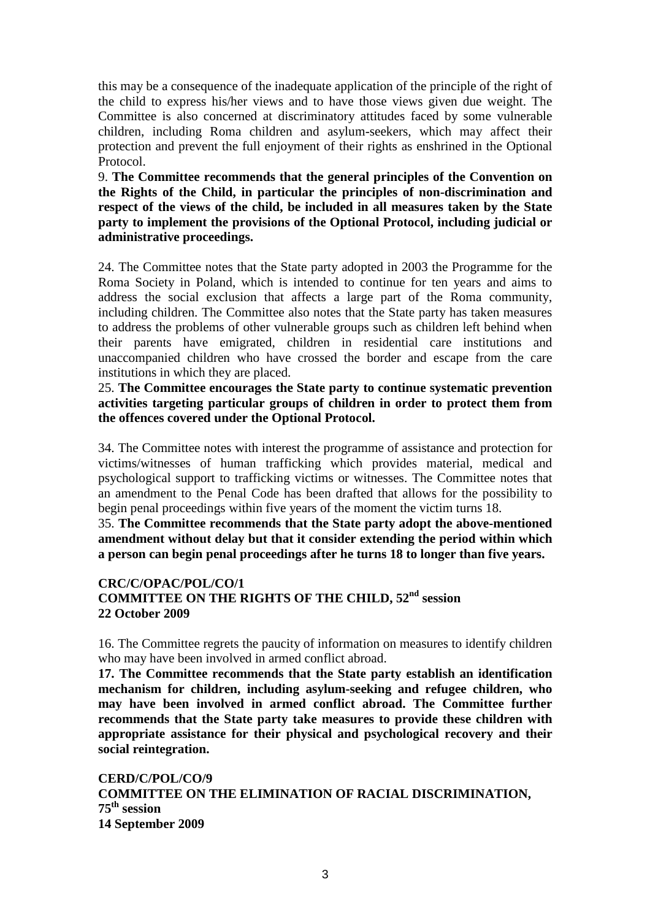this may be a consequence of the inadequate application of the principle of the right of the child to express his/her views and to have those views given due weight. The Committee is also concerned at discriminatory attitudes faced by some vulnerable children, including Roma children and asylum-seekers, which may affect their protection and prevent the full enjoyment of their rights as enshrined in the Optional Protocol.

9. **The Committee recommends that the general principles of the Convention on the Rights of the Child, in particular the principles of non-discrimination and respect of the views of the child, be included in all measures taken by the State party to implement the provisions of the Optional Protocol, including judicial or administrative proceedings.**

24. The Committee notes that the State party adopted in 2003 the Programme for the Roma Society in Poland, which is intended to continue for ten years and aims to address the social exclusion that affects a large part of the Roma community, including children. The Committee also notes that the State party has taken measures to address the problems of other vulnerable groups such as children left behind when their parents have emigrated, children in residential care institutions and unaccompanied children who have crossed the border and escape from the care institutions in which they are placed.

25. **The Committee encourages the State party to continue systematic prevention activities targeting particular groups of children in order to protect them from the offences covered under the Optional Protocol.**

34. The Committee notes with interest the programme of assistance and protection for victims/witnesses of human trafficking which provides material, medical and psychological support to trafficking victims or witnesses. The Committee notes that an amendment to the Penal Code has been drafted that allows for the possibility to begin penal proceedings within five years of the moment the victim turns 18.

35. **The Committee recommends that the State party adopt the above-mentioned amendment without delay but that it consider extending the period within which a person can begin penal proceedings after he turns 18 to longer than five years.**

**CRC/C/OPAC/POL/CO/1**
**COMMITTEE ON THE RIGHTS OF THE CHILD, 52nd session**
**22 October 2009**

16. The Committee regrets the paucity of information on measures to identify children who may have been involved in armed conflict abroad.

**17. The Committee recommends that the State party establish an identification mechanism for children, including asylum-seeking and refugee children, who may have been involved in armed conflict abroad. The Committee further recommends that the State party take measures to provide these children with appropriate assistance for their physical and psychological recovery and their social reintegration.**

**CERD/C/POL/CO/9**
**COMMITTEE ON THE ELIMINATION OF RACIAL DISCRIMINATION, 75th session**
**14 September 2009**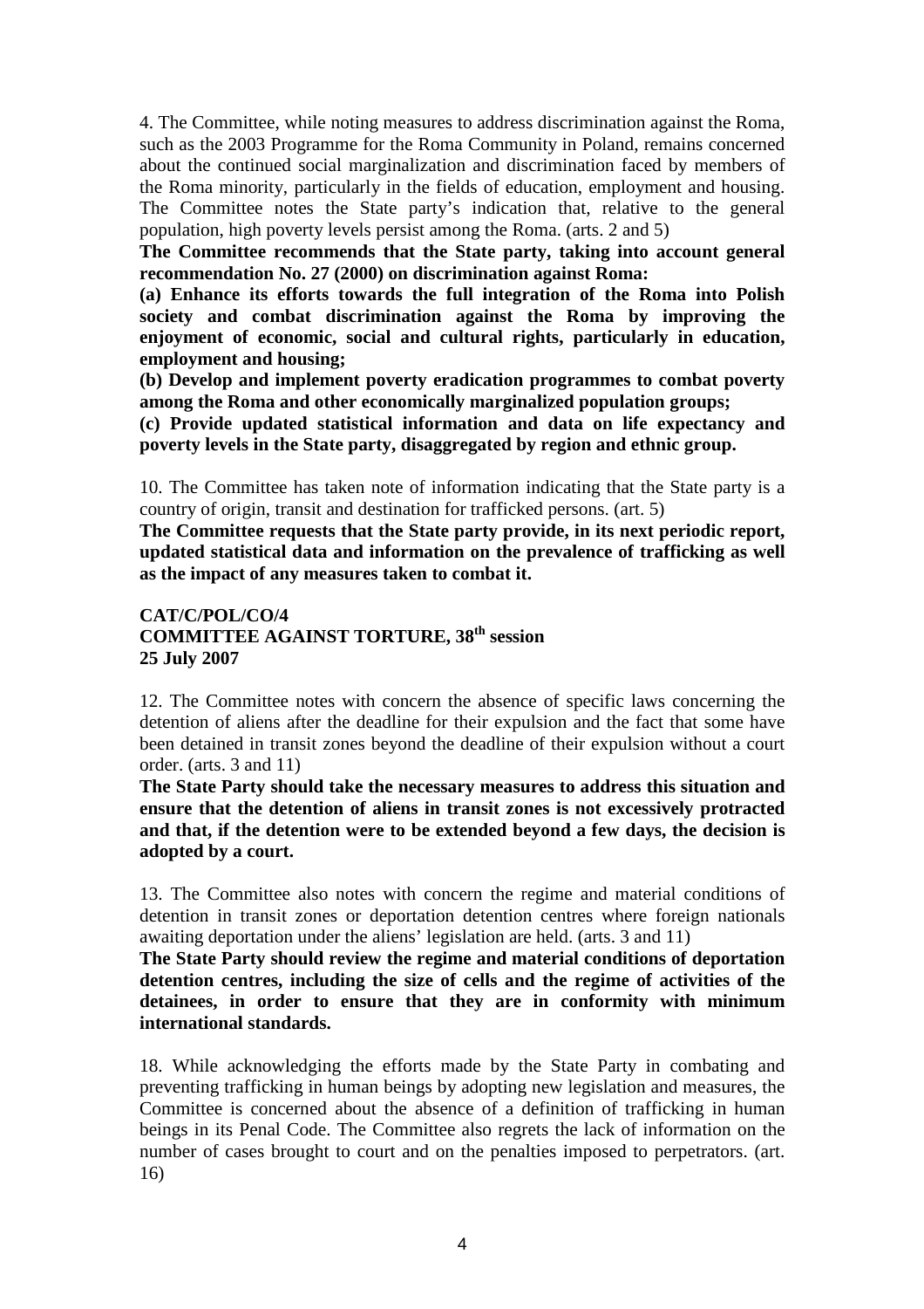4. The Committee, while noting measures to address discrimination against the Roma, such as the 2003 Programme for the Roma Community in Poland, remains concerned about the continued social marginalization and discrimination faced by members of the Roma minority, particularly in the fields of education, employment and housing. The Committee notes the State party's indication that, relative to the general population, high poverty levels persist among the Roma. (arts. 2 and 5)

**The Committee recommends that the State party, taking into account general recommendation No. 27 (2000) on discrimination against Roma:**

**(a) Enhance its efforts towards the full integration of the Roma into Polish society and combat discrimination against the Roma by improving the enjoyment of economic, social and cultural rights, particularly in education, employment and housing;**

**(b) Develop and implement poverty eradication programmes to combat poverty among the Roma and other economically marginalized population groups;**

**(c) Provide updated statistical information and data on life expectancy and poverty levels in the State party, disaggregated by region and ethnic group.**

10. The Committee has taken note of information indicating that the State party is a country of origin, transit and destination for trafficked persons. (art. 5)

**The Committee requests that the State party provide, in its next periodic report, updated statistical data and information on the prevalence of trafficking as well as the impact of any measures taken to combat it.**

**CAT/C/POL/CO/4**
**COMMITTEE AGAINST TORTURE, 38th session**
**25 July 2007**

12. The Committee notes with concern the absence of specific laws concerning the detention of aliens after the deadline for their expulsion and the fact that some have been detained in transit zones beyond the deadline of their expulsion without a court order. (arts. 3 and 11)

**The State Party should take the necessary measures to address this situation and ensure that the detention of aliens in transit zones is not excessively protracted and that, if the detention were to be extended beyond a few days, the decision is adopted by a court.**

13. The Committee also notes with concern the regime and material conditions of detention in transit zones or deportation detention centres where foreign nationals awaiting deportation under the aliens' legislation are held. (arts. 3 and 11)

**The State Party should review the regime and material conditions of deportation detention centres, including the size of cells and the regime of activities of the detainees, in order to ensure that they are in conformity with minimum international standards.**

18. While acknowledging the efforts made by the State Party in combating and preventing trafficking in human beings by adopting new legislation and measures, the Committee is concerned about the absence of a definition of trafficking in human beings in its Penal Code. The Committee also regrets the lack of information on the number of cases brought to court and on the penalties imposed to perpetrators. (art. 16)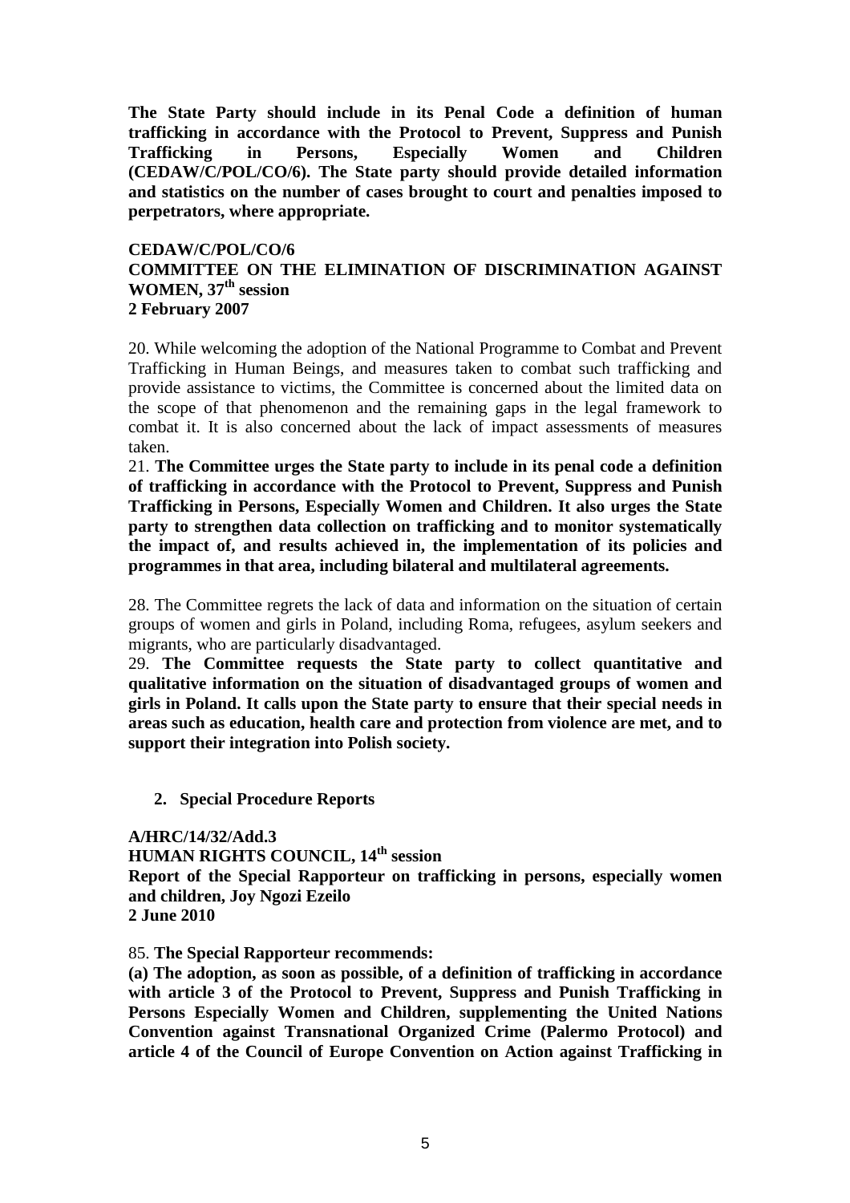**The State Party should include in its Penal Code a definition of human trafficking in accordance with the Protocol to Prevent, Suppress and Punish Trafficking in Persons, Especially Women and Children (CEDAW/C/POL/CO/6). The State party should provide detailed information and statistics on the number of cases brought to court and penalties imposed to perpetrators, where appropriate.**

**CEDAW/C/POL/CO/6**
**COMMITTEE ON THE ELIMINATION OF DISCRIMINATION AGAINST WOMEN, 37th session**
**2 February 2007**

20. While welcoming the adoption of the National Programme to Combat and Prevent Trafficking in Human Beings, and measures taken to combat such trafficking and provide assistance to victims, the Committee is concerned about the limited data on the scope of that phenomenon and the remaining gaps in the legal framework to combat it. It is also concerned about the lack of impact assessments of measures taken.

21. **The Committee urges the State party to include in its penal code a definition of trafficking in accordance with the Protocol to Prevent, Suppress and Punish Trafficking in Persons, Especially Women and Children. It also urges the State party to strengthen data collection on trafficking and to monitor systematically the impact of, and results achieved in, the implementation of its policies and programmes in that area, including bilateral and multilateral agreements.**

28. The Committee regrets the lack of data and information on the situation of certain groups of women and girls in Poland, including Roma, refugees, asylum seekers and migrants, who are particularly disadvantaged.

29. **The Committee requests the State party to collect quantitative and qualitative information on the situation of disadvantaged groups of women and girls in Poland. It calls upon the State party to ensure that their special needs in areas such as education, health care and protection from violence are met, and to support their integration into Polish society.**

## 2. Special Procedure Reports

**A/HRC/14/32/Add.3**
**HUMAN RIGHTS COUNCIL, 14th session**
**Report of the Special Rapporteur on trafficking in persons, especially women and children, Joy Ngozi Ezeilo**
**2 June 2010**

85. **The Special Rapporteur recommends:**

**(a) The adoption, as soon as possible, of a definition of trafficking in accordance with article 3 of the Protocol to Prevent, Suppress and Punish Trafficking in Persons Especially Women and Children, supplementing the United Nations Convention against Transnational Organized Crime (Palermo Protocol) and article 4 of the Council of Europe Convention on Action against Trafficking in**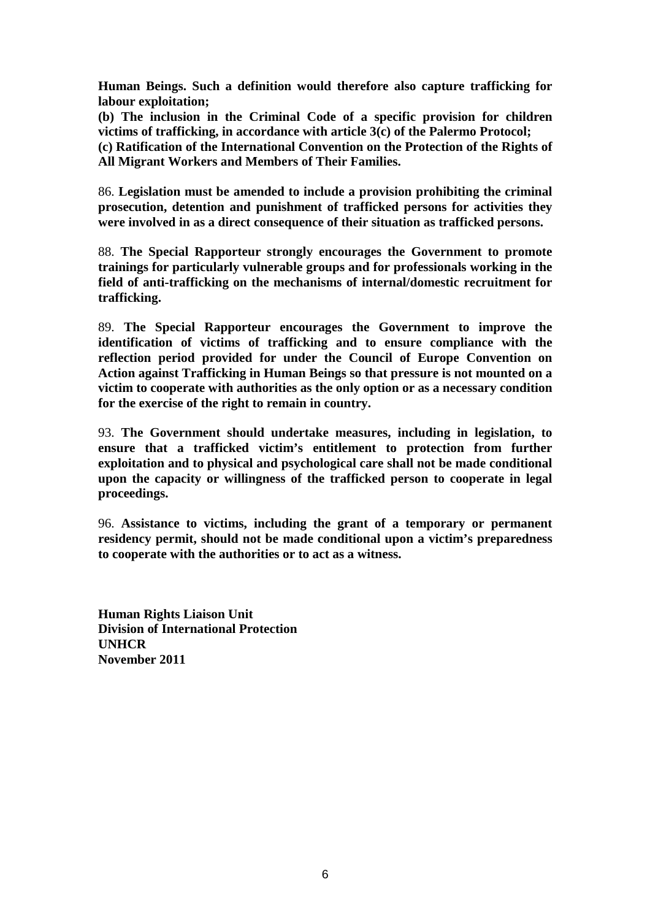**Human Beings. Such a definition would therefore also capture trafficking for labour exploitation;**
**(b) The inclusion in the Criminal Code of a specific provision for children victims of trafficking, in accordance with article 3(c) of the Palermo Protocol;**
**(c) Ratification of the International Convention on the Protection of the Rights of All Migrant Workers and Members of Their Families.**

86. **Legislation must be amended to include a provision prohibiting the criminal prosecution, detention and punishment of trafficked persons for activities they were involved in as a direct consequence of their situation as trafficked persons.**

88. **The Special Rapporteur strongly encourages the Government to promote trainings for particularly vulnerable groups and for professionals working in the field of anti-trafficking on the mechanisms of internal/domestic recruitment for trafficking.**

89. **The Special Rapporteur encourages the Government to improve the identification of victims of trafficking and to ensure compliance with the reflection period provided for under the Council of Europe Convention on Action against Trafficking in Human Beings so that pressure is not mounted on a victim to cooperate with authorities as the only option or as a necessary condition for the exercise of the right to remain in country.**

93. **The Government should undertake measures, including in legislation, to ensure that a trafficked victim's entitlement to protection from further exploitation and to physical and psychological care shall not be made conditional upon the capacity or willingness of the trafficked person to cooperate in legal proceedings.**

96. **Assistance to victims, including the grant of a temporary or permanent residency permit, should not be made conditional upon a victim's preparedness to cooperate with the authorities or to act as a witness.**

**Human Rights Liaison Unit**
**Division of International Protection**
**UNHCR**
**November 2011**